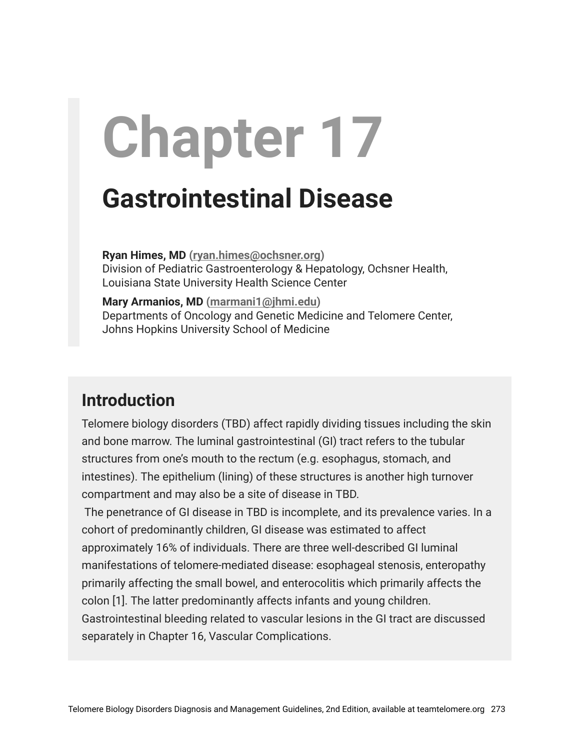# Chapter 17

## Gastrointestinal Disease

**Ryan Himes, MD** (ryan.himes@ochsner.org)
Division of Pediatric Gastroenterology & Hepatology, Ochsner Health, Louisiana State University Health Science Center

**Mary Armanios, MD** (marmani1@jhmi.edu)
Departments of Oncology and Genetic Medicine and Telomere Center, Johns Hopkins University School of Medicine

## Introduction

Telomere biology disorders (TBD) affect rapidly dividing tissues including the skin and bone marrow. The luminal gastrointestinal (GI) tract refers to the tubular structures from one's mouth to the rectum (e.g. esophagus, stomach, and intestines). The epithelium (lining) of these structures is another high turnover compartment and may also be a site of disease in TBD.

The penetrance of GI disease in TBD is incomplete, and its prevalence varies. In a cohort of predominantly children, GI disease was estimated to affect approximately 16% of individuals. There are three well-described GI luminal manifestations of telomere-mediated disease: esophageal stenosis, enteropathy primarily affecting the small bowel, and enterocolitis which primarily affects the colon [1]. The latter predominantly affects infants and young children. Gastrointestinal bleeding related to vascular lesions in the GI tract are discussed separately in Chapter 16, Vascular Complications.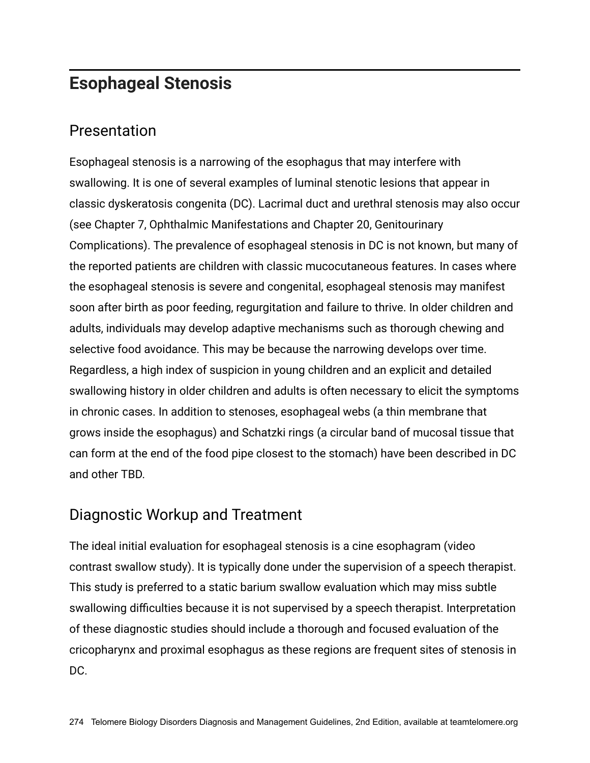## Esophageal Stenosis

### Presentation

Esophageal stenosis is a narrowing of the esophagus that may interfere with swallowing. It is one of several examples of luminal stenotic lesions that appear in classic dyskeratosis congenita (DC). Lacrimal duct and urethral stenosis may also occur (see Chapter 7, Ophthalmic Manifestations and Chapter 20, Genitourinary Complications). The prevalence of esophageal stenosis in DC is not known, but many of the reported patients are children with classic mucocutaneous features. In cases where the esophageal stenosis is severe and congenital, esophageal stenosis may manifest soon after birth as poor feeding, regurgitation and failure to thrive. In older children and adults, individuals may develop adaptive mechanisms such as thorough chewing and selective food avoidance. This may be because the narrowing develops over time. Regardless, a high index of suspicion in young children and an explicit and detailed swallowing history in older children and adults is often necessary to elicit the symptoms in chronic cases. In addition to stenoses, esophageal webs (a thin membrane that grows inside the esophagus) and Schatzki rings (a circular band of mucosal tissue that can form at the end of the food pipe closest to the stomach) have been described in DC and other TBD.

### Diagnostic Workup and Treatment

The ideal initial evaluation for esophageal stenosis is a cine esophagram (video contrast swallow study). It is typically done under the supervision of a speech therapist. This study is preferred to a static barium swallow evaluation which may miss subtle swallowing difficulties because it is not supervised by a speech therapist. Interpretation of these diagnostic studies should include a thorough and focused evaluation of the cricopharynx and proximal esophagus as these regions are frequent sites of stenosis in DC.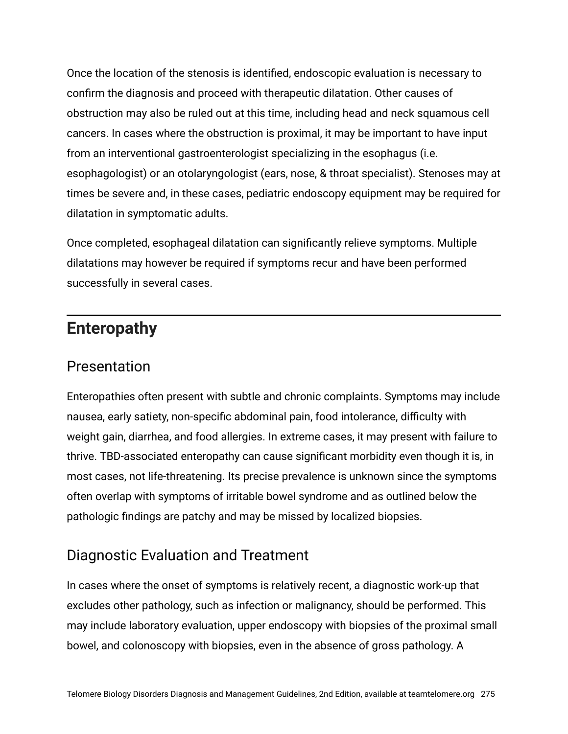Once the location of the stenosis is identified, endoscopic evaluation is necessary to confirm the diagnosis and proceed with therapeutic dilatation. Other causes of obstruction may also be ruled out at this time, including head and neck squamous cell cancers. In cases where the obstruction is proximal, it may be important to have input from an interventional gastroenterologist specializing in the esophagus (i.e. esophagologist) or an otolaryngologist (ears, nose, & throat specialist). Stenoses may at times be severe and, in these cases, pediatric endoscopy equipment may be required for dilatation in symptomatic adults.

Once completed, esophageal dilatation can significantly relieve symptoms. Multiple dilatations may however be required if symptoms recur and have been performed successfully in several cases.

## Enteropathy

### Presentation

Enteropathies often present with subtle and chronic complaints. Symptoms may include nausea, early satiety, non-specific abdominal pain, food intolerance, difficulty with weight gain, diarrhea, and food allergies. In extreme cases, it may present with failure to thrive. TBD-associated enteropathy can cause significant morbidity even though it is, in most cases, not life-threatening. Its precise prevalence is unknown since the symptoms often overlap with symptoms of irritable bowel syndrome and as outlined below the pathologic findings are patchy and may be missed by localized biopsies.

### Diagnostic Evaluation and Treatment

In cases where the onset of symptoms is relatively recent, a diagnostic work-up that excludes other pathology, such as infection or malignancy, should be performed. This may include laboratory evaluation, upper endoscopy with biopsies of the proximal small bowel, and colonoscopy with biopsies, even in the absence of gross pathology. A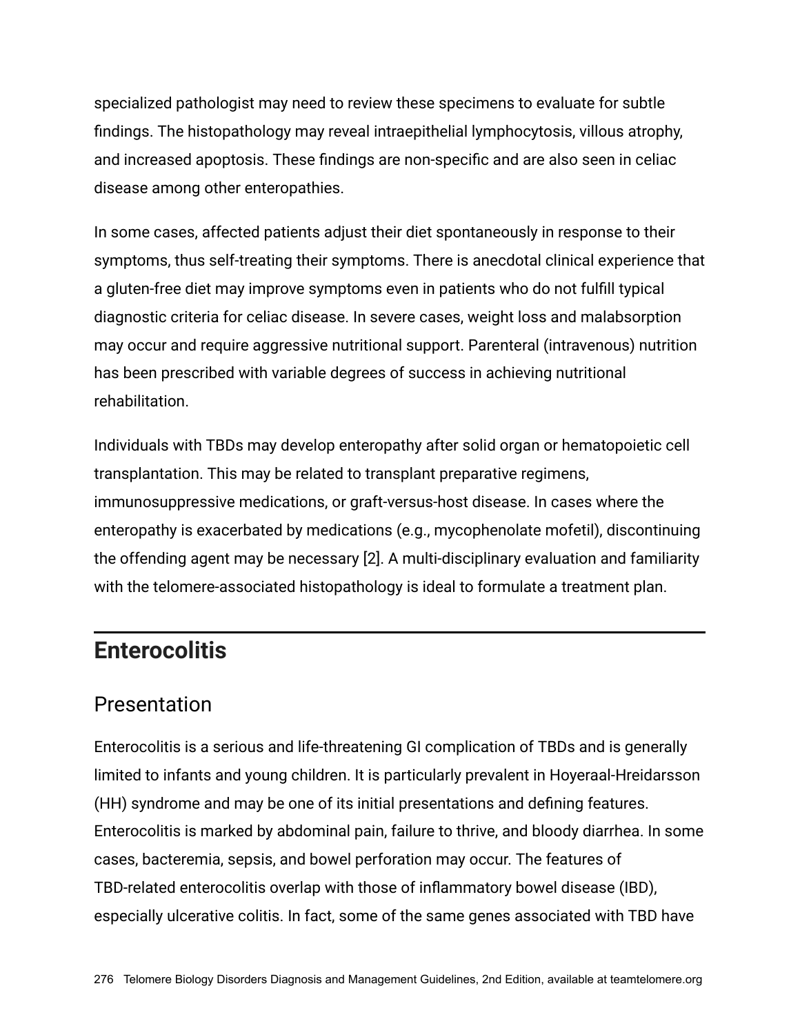specialized pathologist may need to review these specimens to evaluate for subtle findings. The histopathology may reveal intraepithelial lymphocytosis, villous atrophy, and increased apoptosis. These findings are non-specific and are also seen in celiac disease among other enteropathies.

In some cases, affected patients adjust their diet spontaneously in response to their symptoms, thus self-treating their symptoms. There is anecdotal clinical experience that a gluten-free diet may improve symptoms even in patients who do not fulfill typical diagnostic criteria for celiac disease. In severe cases, weight loss and malabsorption may occur and require aggressive nutritional support. Parenteral (intravenous) nutrition has been prescribed with variable degrees of success in achieving nutritional rehabilitation.

Individuals with TBDs may develop enteropathy after solid organ or hematopoietic cell transplantation. This may be related to transplant preparative regimens, immunosuppressive medications, or graft-versus-host disease. In cases where the enteropathy is exacerbated by medications (e.g., mycophenolate mofetil), discontinuing the offending agent may be necessary [2]. A multi-disciplinary evaluation and familiarity with the telomere-associated histopathology is ideal to formulate a treatment plan.

## Enterocolitis

### Presentation

Enterocolitis is a serious and life-threatening GI complication of TBDs and is generally limited to infants and young children. It is particularly prevalent in Hoyeraal-Hreidarsson (HH) syndrome and may be one of its initial presentations and defining features. Enterocolitis is marked by abdominal pain, failure to thrive, and bloody diarrhea. In some cases, bacteremia, sepsis, and bowel perforation may occur. The features of TBD-related enterocolitis overlap with those of inflammatory bowel disease (IBD), especially ulcerative colitis. In fact, some of the same genes associated with TBD have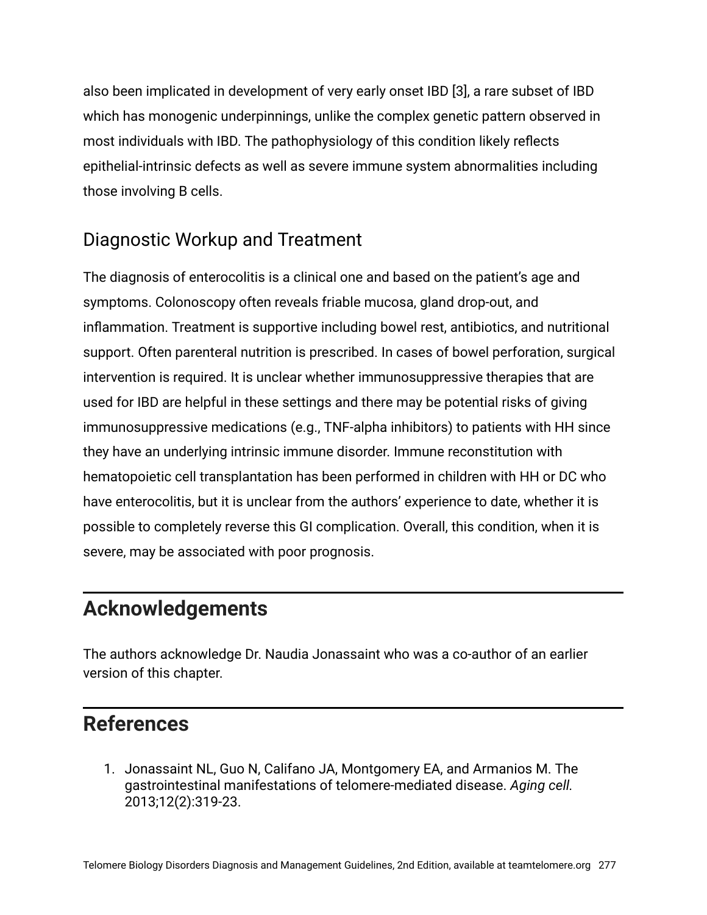also been implicated in development of very early onset IBD [3], a rare subset of IBD which has monogenic underpinnings, unlike the complex genetic pattern observed in most individuals with IBD. The pathophysiology of this condition likely reflects epithelial-intrinsic defects as well as severe immune system abnormalities including those involving B cells.

### Diagnostic Workup and Treatment

The diagnosis of enterocolitis is a clinical one and based on the patient's age and symptoms. Colonoscopy often reveals friable mucosa, gland drop-out, and inflammation. Treatment is supportive including bowel rest, antibiotics, and nutritional support. Often parenteral nutrition is prescribed. In cases of bowel perforation, surgical intervention is required. It is unclear whether immunosuppressive therapies that are used for IBD are helpful in these settings and there may be potential risks of giving immunosuppressive medications (e.g., TNF-alpha inhibitors) to patients with HH since they have an underlying intrinsic immune disorder. Immune reconstitution with hematopoietic cell transplantation has been performed in children with HH or DC who have enterocolitis, but it is unclear from the authors' experience to date, whether it is possible to completely reverse this GI complication. Overall, this condition, when it is severe, may be associated with poor prognosis.

## Acknowledgements

The authors acknowledge Dr. Naudia Jonassaint who was a co-author of an earlier version of this chapter.

## References

1. Jonassaint NL, Guo N, Califano JA, Montgomery EA, and Armanios M. The gastrointestinal manifestations of telomere-mediated disease. *Aging cell*. 2013;12(2):319-23.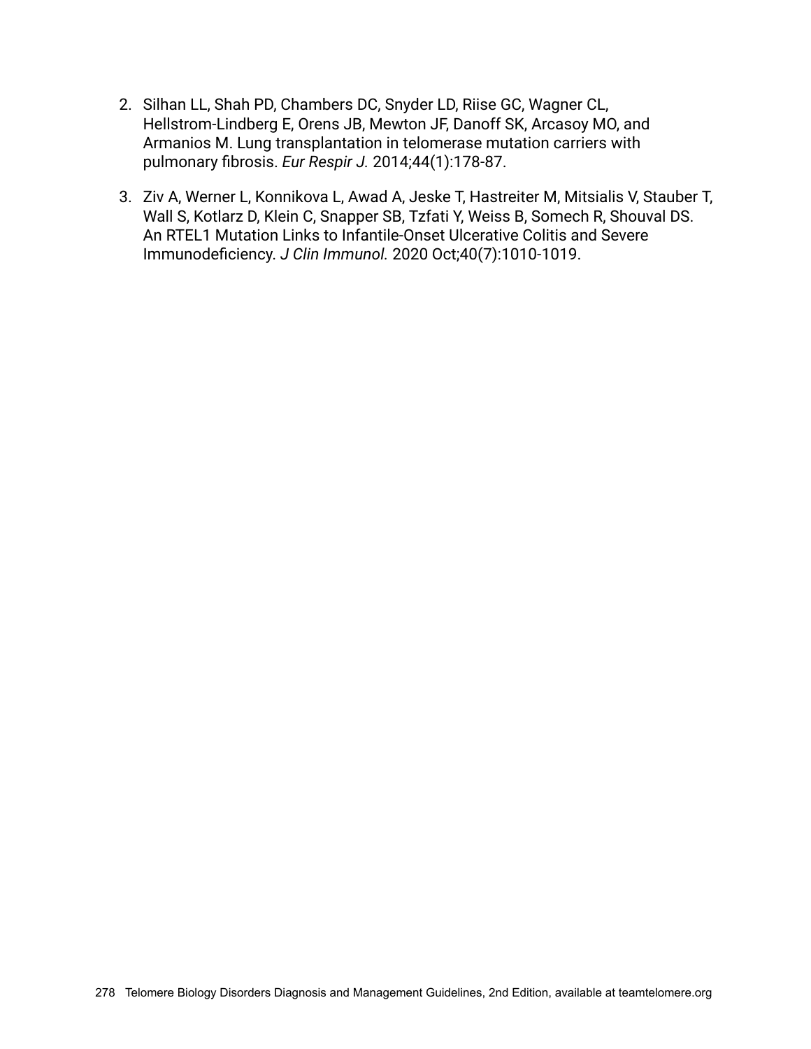2. Silhan LL, Shah PD, Chambers DC, Snyder LD, Riise GC, Wagner CL, Hellstrom-Lindberg E, Orens JB, Mewton JF, Danoff SK, Arcasoy MO, and Armanios M. Lung transplantation in telomerase mutation carriers with pulmonary fibrosis. *Eur Respir J.* 2014;44(1):178-87.
3. Ziv A, Werner L, Konnikova L, Awad A, Jeske T, Hastreiter M, Mitsialis V, Stauber T, Wall S, Kotlarz D, Klein C, Snapper SB, Tzfati Y, Weiss B, Somech R, Shouval DS. An RTEL1 Mutation Links to Infantile-Onset Ulcerative Colitis and Severe Immunodeficiency. *J Clin Immunol*. 2020 Oct;40(7):1010-1019.